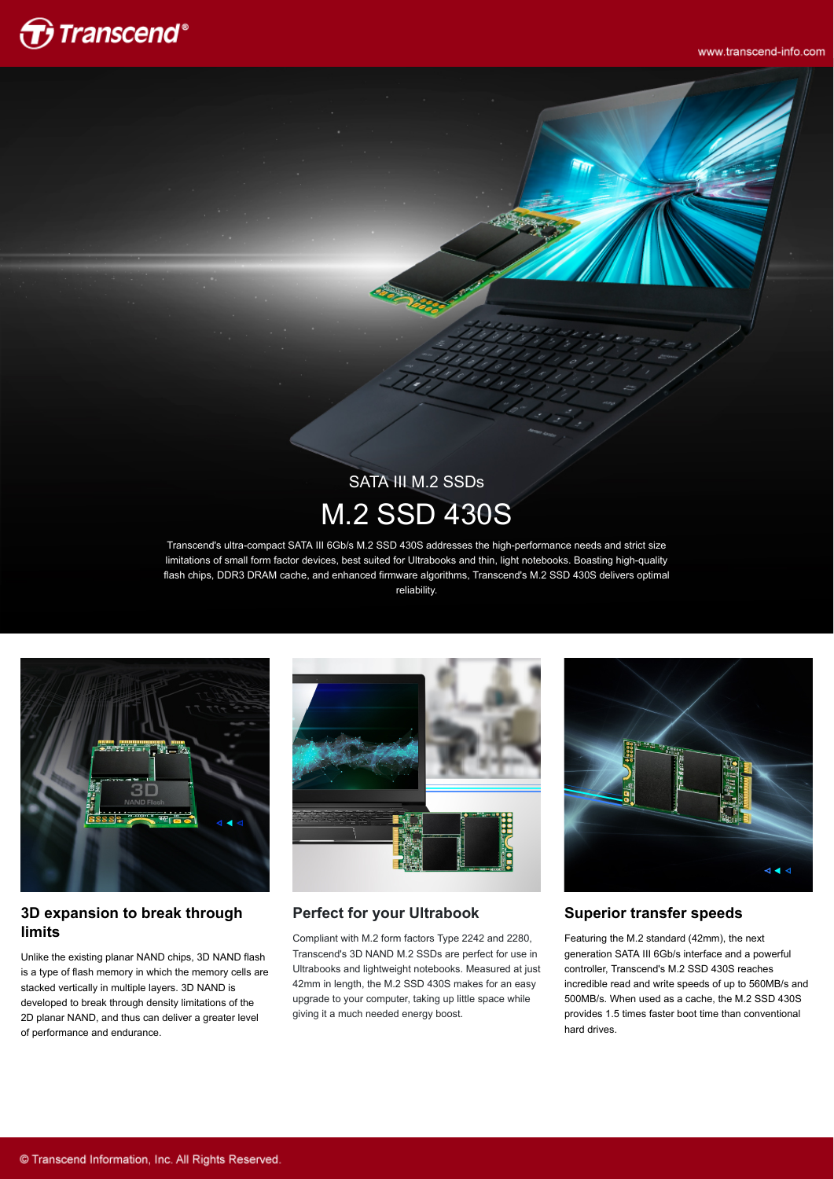SATA III M.2 SSDs

# M.2 SSD 430S

Transcend's ultra-compact SATA III 6Gb/s M.2 SSD 430S addresses the high-performance needs and strict size limitations of small form factor devices, best suited for Ultrabooks and thin, light notebooks. Boasting high-quality flash chips, DDR3 DRAM cache, and enhanced firmware algorithms, Transcend's M.2 SSD 430S delivers optimal reliability.

## 3D expansion to break through limits

Unlike the existing planar NAND chips, 3D NAND flash is a type of flash memory in which the memory cells are stacked vertically in multiple layers. 3D NAND is developed to break through density limitations of the 2D planar NAND, and thus can deliver a greater level of performance and endurance.

## Perfect for your Ultrabook

Compliant with M.2 form factors Type 2242 and 2280, Transcend's 3D NAND M.2 SSDs are perfect for use in Ultrabooks and lightweight notebooks. Measured at just 42mm in length, the M.2 SSD 430S makes for an easy upgrade to your computer, taking up little space while giving it a much needed energy boost.

## Superior transfer speeds

Featuring the M.2 standard (42mm), the next generation SATA III 6Gb/s interface and a powerful controller, Transcend's M.2 SSD 430S reaches incredible read and write speeds of up to 560MB/s and 500MB/s. When used as a cache, the M.2 SSD 430S provides 1.5 times faster boot time than conventional hard drives.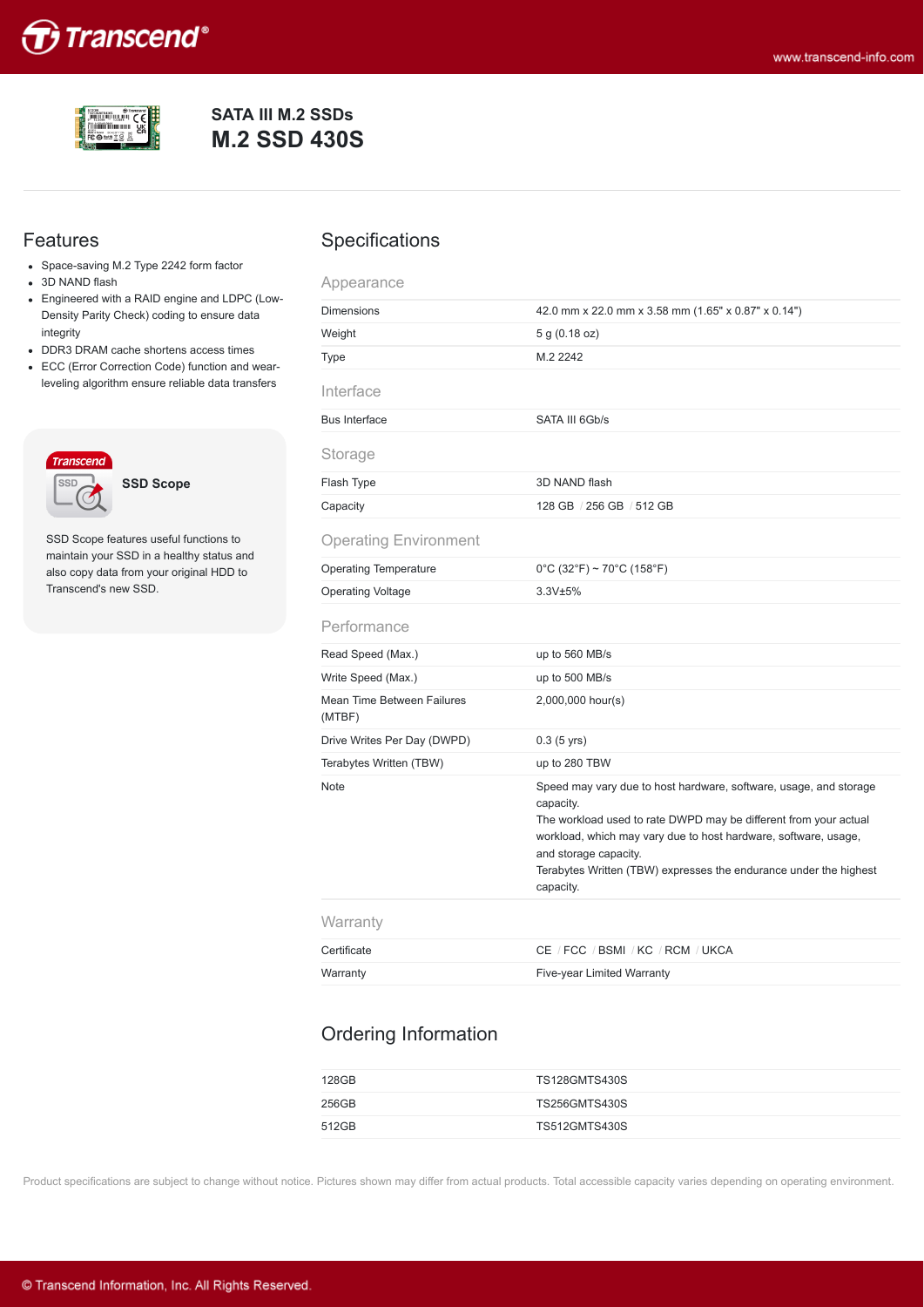## SATA III M.2 SSDs

# M.2 SSD 430S

## Features

- Space-saving M.2 Type 2242 form factor
- 3D NAND flash
- Engineered with a RAID engine and LDPC (Low-Density Parity Check) coding to ensure data integrity
- DDR3 DRAM cache shortens access times
- ECC (Error Correction Code) function and wear-leveling algorithm ensure reliable data transfers

### SSD Scope

SSD Scope features useful functions to maintain your SSD in a healthy status and also copy data from your original HDD to Transcend's new SSD.

## Specifications

### Appearance

| | |
|---|---|
| Dimensions | 42.0 mm x 22.0 mm x 3.58 mm (1.65" x 0.87" x 0.14") |
| Weight | 5 g (0.18 oz) |
| Type | M.2 2242 |

### Interface

| | |
|---|---|
| Bus Interface | SATA III 6Gb/s |

### Storage

| | |
|---|---|
| Flash Type | 3D NAND flash |
| Capacity | 128 GB / 256 GB / 512 GB |

### Operating Environment

| | |
|---|---|
| Operating Temperature | 0°C (32°F) ~ 70°C (158°F) |
| Operating Voltage | 3.3V±5% |

### Performance

| | |
|---|---|
| Read Speed (Max.) | up to 560 MB/s |
| Write Speed (Max.) | up to 500 MB/s |
| Mean Time Between Failures (MTBF) | 2,000,000 hour(s) |
| Drive Writes Per Day (DWPD) | 0.3 (5 yrs) |
| Terabytes Written (TBW) | up to 280 TBW |
| Note | Speed may vary due to host hardware, software, usage, and storage capacity.<br>The workload used to rate DWPD may be different from your actual workload, which may vary due to host hardware, software, usage, and storage capacity.<br>Terabytes Written (TBW) expresses the endurance under the highest capacity. |

### Warranty

| | |
|---|---|
| Certificate | CE / FCC / BSMI / KC / RCM / UKCA |
| Warranty | Five-year Limited Warranty |

## Ordering Information

| | |
|---|---|
| 128GB | TS128GMTS430S |
| 256GB | TS256GMTS430S |
| 512GB | TS512GMTS430S |

Product specifications are subject to change without notice. Pictures shown may differ from actual products. Total accessible capacity varies depending on operating environment.